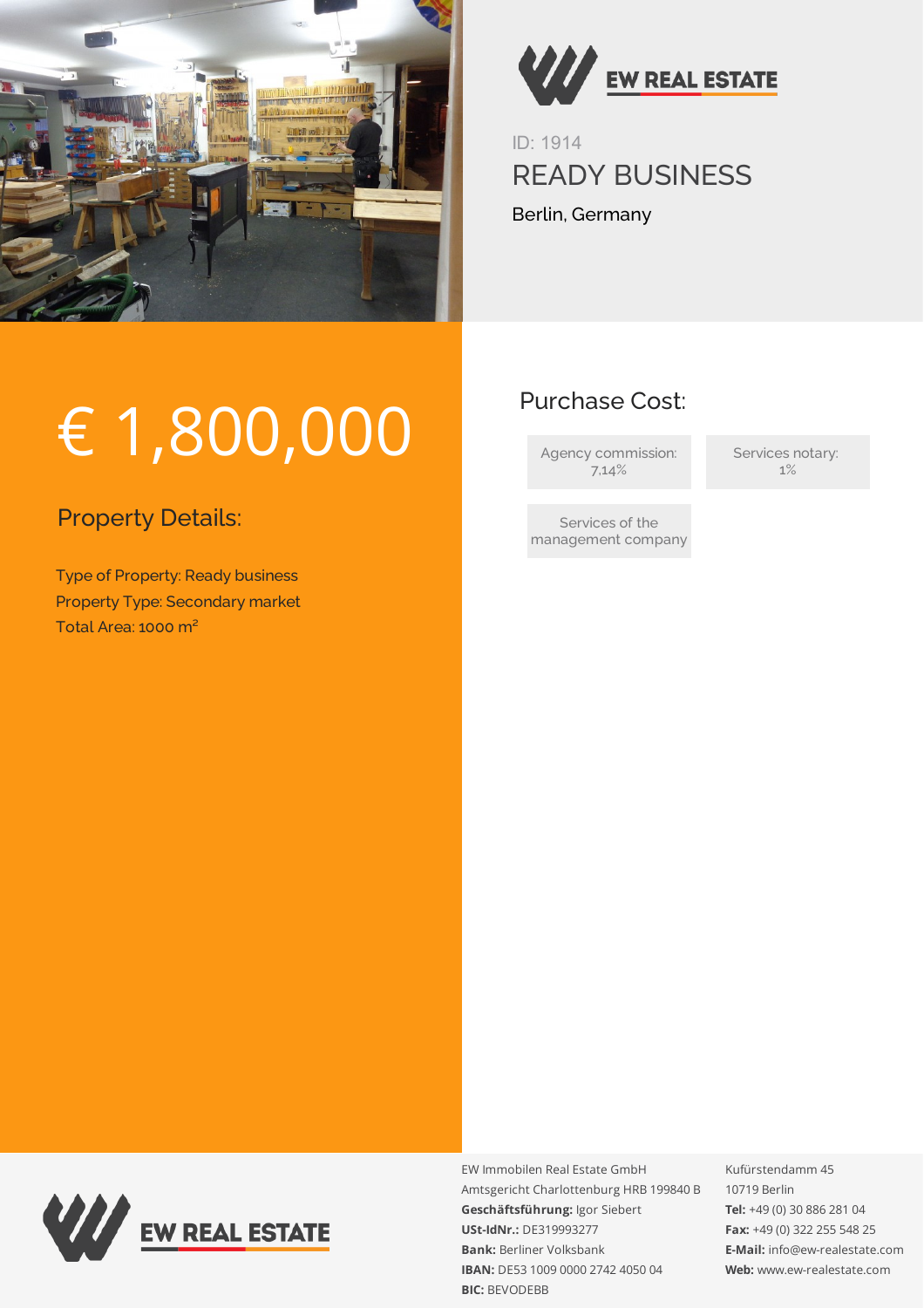ID: 1914

# READY BUSINESS

Berlin, Germany

# € 1,800,000

## Property Details:

Type of Property: Ready business
Property Type: Secondary market
Total Area: 1000 m²

## Purchase Cost:

Agency commission: 7,14%

Services notary: 1%

Services of the management company

EW Immobilen Real Estate GmbH
Amtsgericht Charlottenburg HRB 199840 B
**Geschäftsführung:** Igor Siebert
**USt-IdNr.:** DE319993277
**Bank:** Berliner Volksbank
**IBAN:** DE53 1009 0000 2742 4050 04
**BIC:** BEVODEBB

Kufürstendamm 45
10719 Berlin
**Tel:** +49 (0) 30 886 281 04
**Fax:** +49 (0) 322 255 548 25
**E-Mail:** info@ew-realestate.com
**Web:** www.ew-realestate.com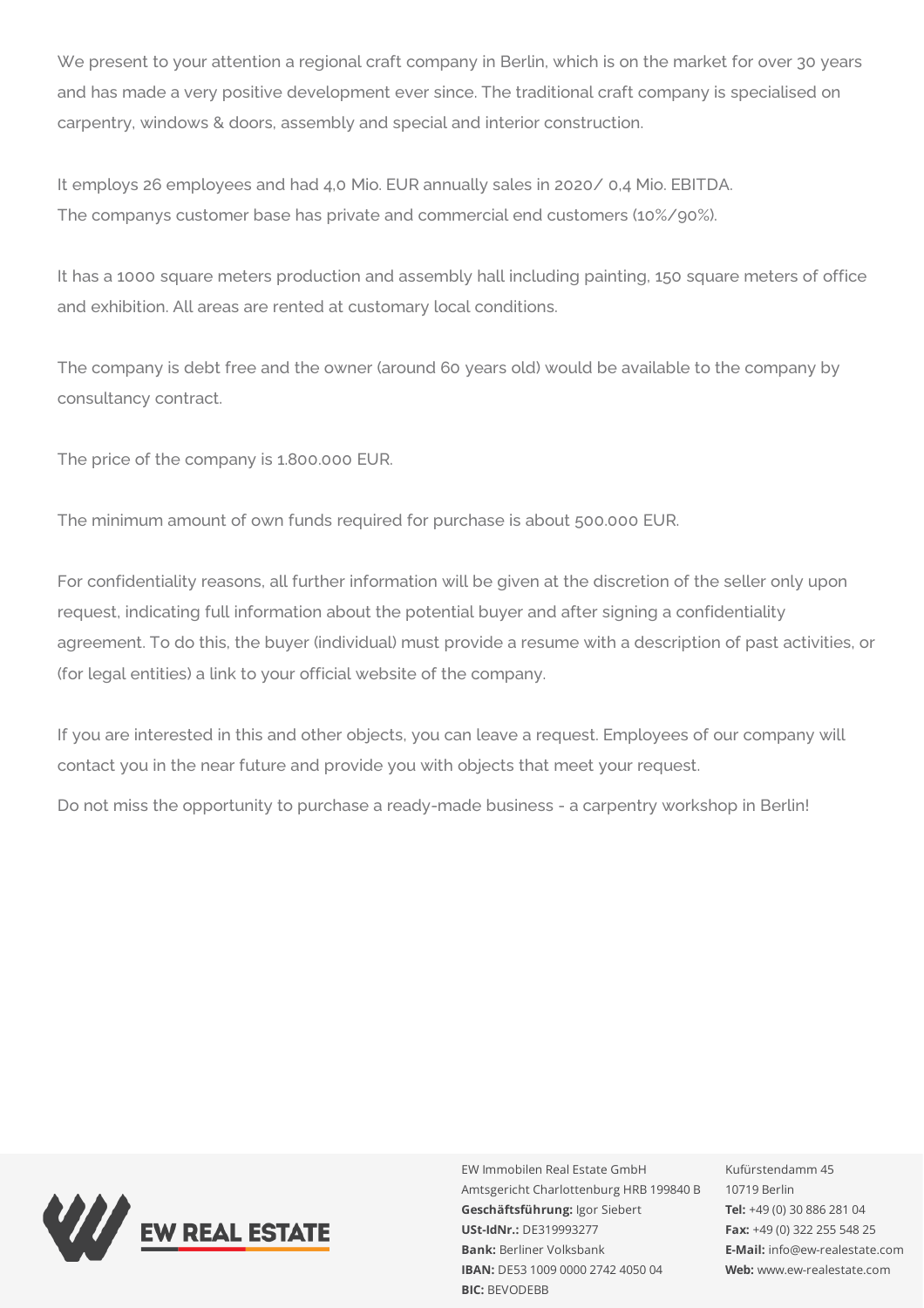We present to your attention a regional craft company in Berlin, which is on the market for over 30 years and has made a very positive development ever since. The traditional craft company is specialised on carpentry, windows & doors, assembly and special and interior construction.

It employs 26 employees and had 4,0 Mio. EUR annually sales in 2020/ 0,4 Mio. EBITDA.
The companys customer base has private and commercial end customers (10%/90%).

It has a 1000 square meters production and assembly hall including painting, 150 square meters of office and exhibition. All areas are rented at customary local conditions.

The company is debt free and the owner (around 60 years old) would be available to the company by consultancy contract.

The price of the company is 1.800.000 EUR.

The minimum amount of own funds required for purchase is about 500.000 EUR.

For confidentiality reasons, all further information will be given at the discretion of the seller only upon request, indicating full information about the potential buyer and after signing a confidentiality agreement. To do this, the buyer (individual) must provide a resume with a description of past activities, or (for legal entities) a link to your official website of the company.

If you are interested in this and other objects, you can leave a request. Employees of our company will contact you in the near future and provide you with objects that meet your request.

Do not miss the opportunity to purchase a ready-made business - a carpentry workshop in Berlin!